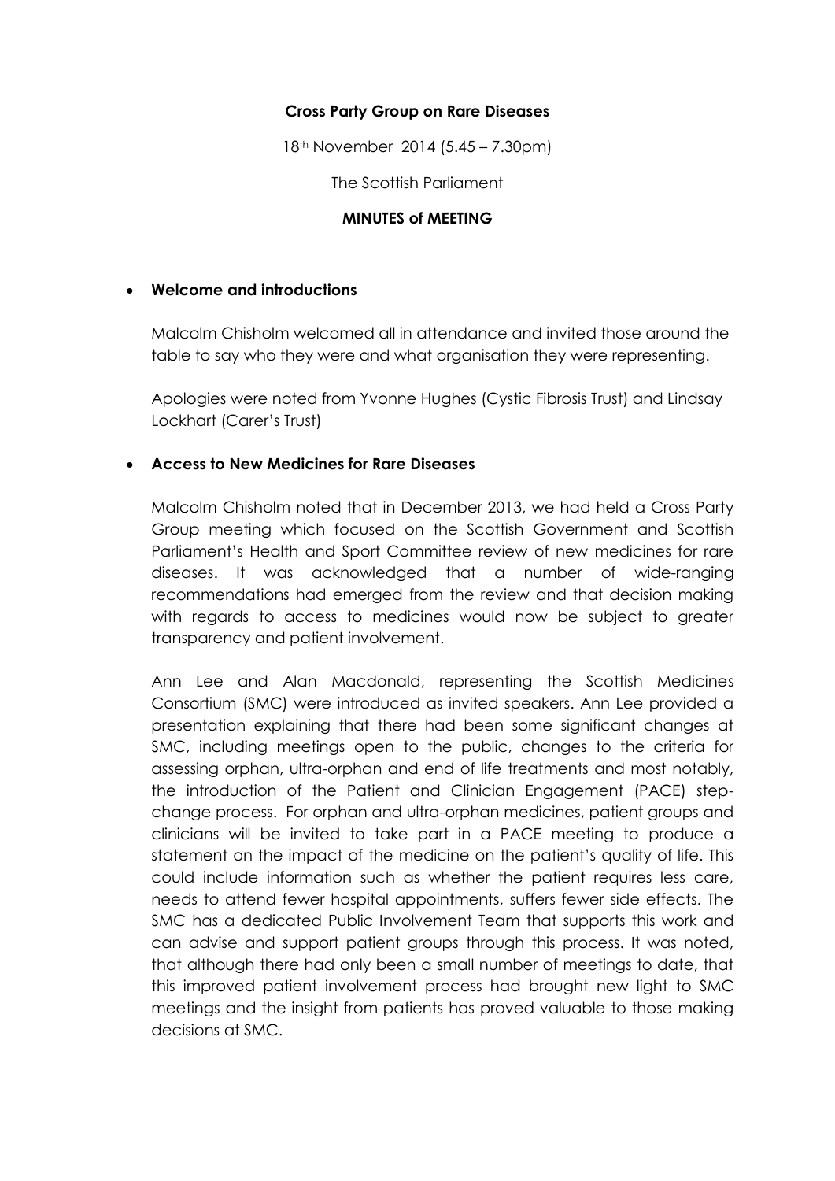**Cross Party Group on Rare Diseases**

18th November 2014 (5.45 – 7.30pm)

The Scottish Parliament

**MINUTES of MEETING**

- **Welcome and introductions**

  Malcolm Chisholm welcomed all in attendance and invited those around the table to say who they were and what organisation they were representing.

  Apologies were noted from Yvonne Hughes (Cystic Fibrosis Trust) and Lindsay Lockhart (Carer's Trust)

- **Access to New Medicines for Rare Diseases**

  Malcolm Chisholm noted that in December 2013, we had held a Cross Party Group meeting which focused on the Scottish Government and Scottish Parliament's Health and Sport Committee review of new medicines for rare diseases. It was acknowledged that a number of wide-ranging recommendations had emerged from the review and that decision making with regards to access to medicines would now be subject to greater transparency and patient involvement.

  Ann Lee and Alan Macdonald, representing the Scottish Medicines Consortium (SMC) were introduced as invited speakers. Ann Lee provided a presentation explaining that there had been some significant changes at SMC, including meetings open to the public, changes to the criteria for assessing orphan, ultra-orphan and end of life treatments and most notably, the introduction of the Patient and Clinician Engagement (PACE) step-change process. For orphan and ultra-orphan medicines, patient groups and clinicians will be invited to take part in a PACE meeting to produce a statement on the impact of the medicine on the patient's quality of life. This could include information such as whether the patient requires less care, needs to attend fewer hospital appointments, suffers fewer side effects. The SMC has a dedicated Public Involvement Team that supports this work and can advise and support patient groups through this process. It was noted, that although there had only been a small number of meetings to date, that this improved patient involvement process had brought new light to SMC meetings and the insight from patients has proved valuable to those making decisions at SMC.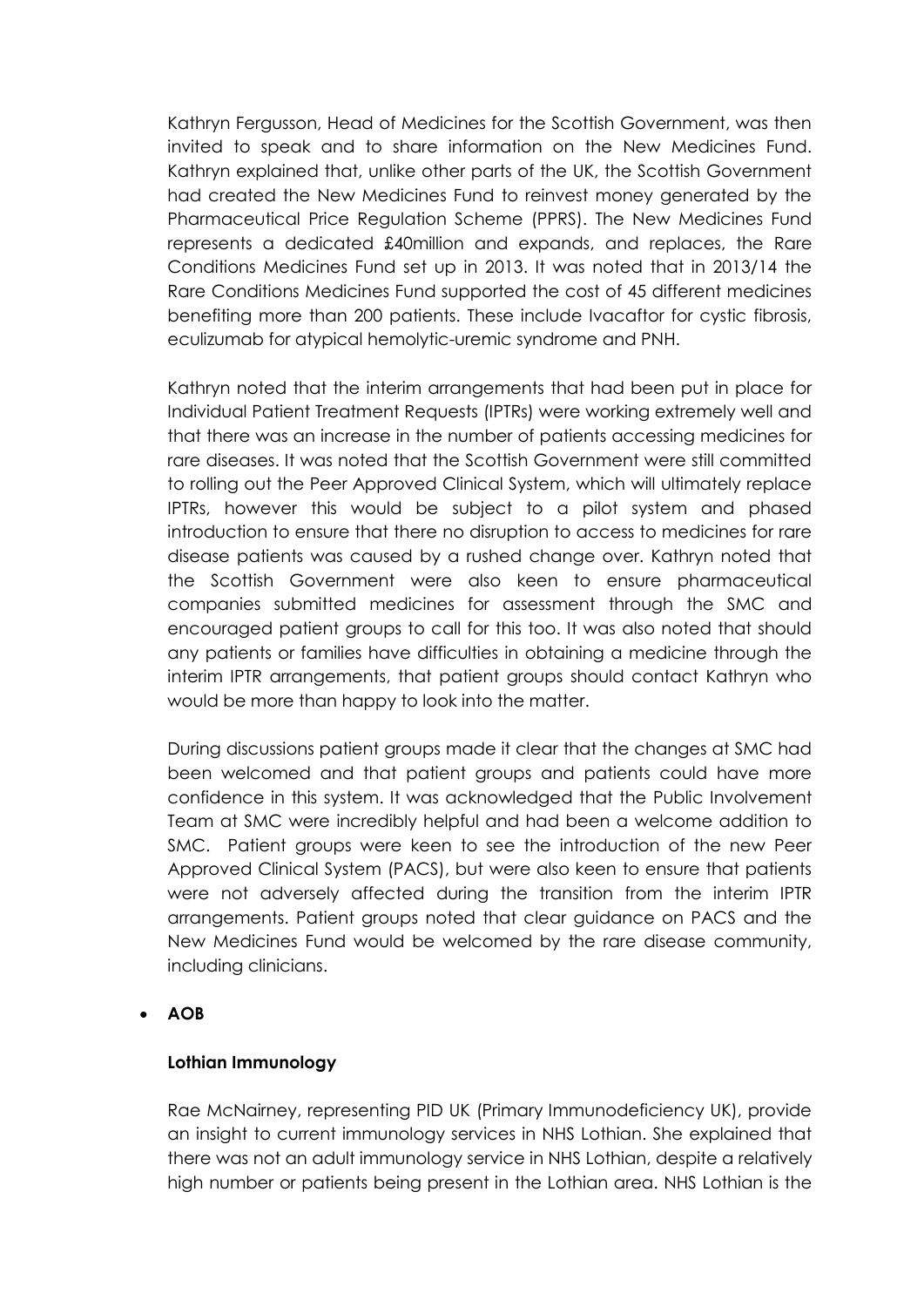Kathryn Fergusson, Head of Medicines for the Scottish Government, was then invited to speak and to share information on the New Medicines Fund. Kathryn explained that, unlike other parts of the UK, the Scottish Government had created the New Medicines Fund to reinvest money generated by the Pharmaceutical Price Regulation Scheme (PPRS). The New Medicines Fund represents a dedicated £40million and expands, and replaces, the Rare Conditions Medicines Fund set up in 2013. It was noted that in 2013/14 the Rare Conditions Medicines Fund supported the cost of 45 different medicines benefiting more than 200 patients. These include Ivacaftor for cystic fibrosis, eculizumab for atypical hemolytic-uremic syndrome and PNH.

Kathryn noted that the interim arrangements that had been put in place for Individual Patient Treatment Requests (IPTRs) were working extremely well and that there was an increase in the number of patients accessing medicines for rare diseases. It was noted that the Scottish Government were still committed to rolling out the Peer Approved Clinical System, which will ultimately replace IPTRs, however this would be subject to a pilot system and phased introduction to ensure that there no disruption to access to medicines for rare disease patients was caused by a rushed change over. Kathryn noted that the Scottish Government were also keen to ensure pharmaceutical companies submitted medicines for assessment through the SMC and encouraged patient groups to call for this too. It was also noted that should any patients or families have difficulties in obtaining a medicine through the interim IPTR arrangements, that patient groups should contact Kathryn who would be more than happy to look into the matter.

During discussions patient groups made it clear that the changes at SMC had been welcomed and that patient groups and patients could have more confidence in this system. It was acknowledged that the Public Involvement Team at SMC were incredibly helpful and had been a welcome addition to SMC. Patient groups were keen to see the introduction of the new Peer Approved Clinical System (PACS), but were also keen to ensure that patients were not adversely affected during the transition from the interim IPTR arrangements. Patient groups noted that clear guidance on PACS and the New Medicines Fund would be welcomed by the rare disease community, including clinicians.

- **AOB**

**Lothian Immunology**

Rae McNairney, representing PID UK (Primary Immunodeficiency UK), provide an insight to current immunology services in NHS Lothian. She explained that there was not an adult immunology service in NHS Lothian, despite a relatively high number or patients being present in the Lothian area. NHS Lothian is the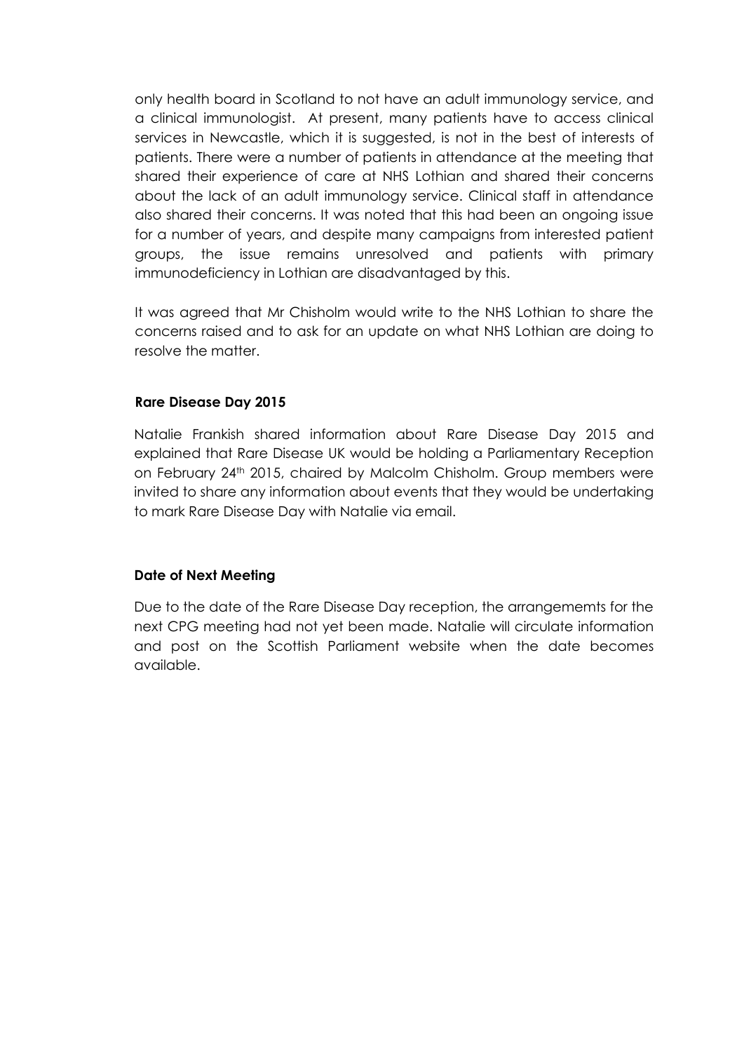only health board in Scotland to not have an adult immunology service, and a clinical immunologist. At present, many patients have to access clinical services in Newcastle, which it is suggested, is not in the best of interests of patients. There were a number of patients in attendance at the meeting that shared their experience of care at NHS Lothian and shared their concerns about the lack of an adult immunology service. Clinical staff in attendance also shared their concerns. It was noted that this had been an ongoing issue for a number of years, and despite many campaigns from interested patient groups, the issue remains unresolved and patients with primary immunodeficiency in Lothian are disadvantaged by this.

It was agreed that Mr Chisholm would write to the NHS Lothian to share the concerns raised and to ask for an update on what NHS Lothian are doing to resolve the matter.

**Rare Disease Day 2015**

Natalie Frankish shared information about Rare Disease Day 2015 and explained that Rare Disease UK would be holding a Parliamentary Reception on February 24th 2015, chaired by Malcolm Chisholm. Group members were invited to share any information about events that they would be undertaking to mark Rare Disease Day with Natalie via email.

**Date of Next Meeting**

Due to the date of the Rare Disease Day reception, the arrangememts for the next CPG meeting had not yet been made. Natalie will circulate information and post on the Scottish Parliament website when the date becomes available.